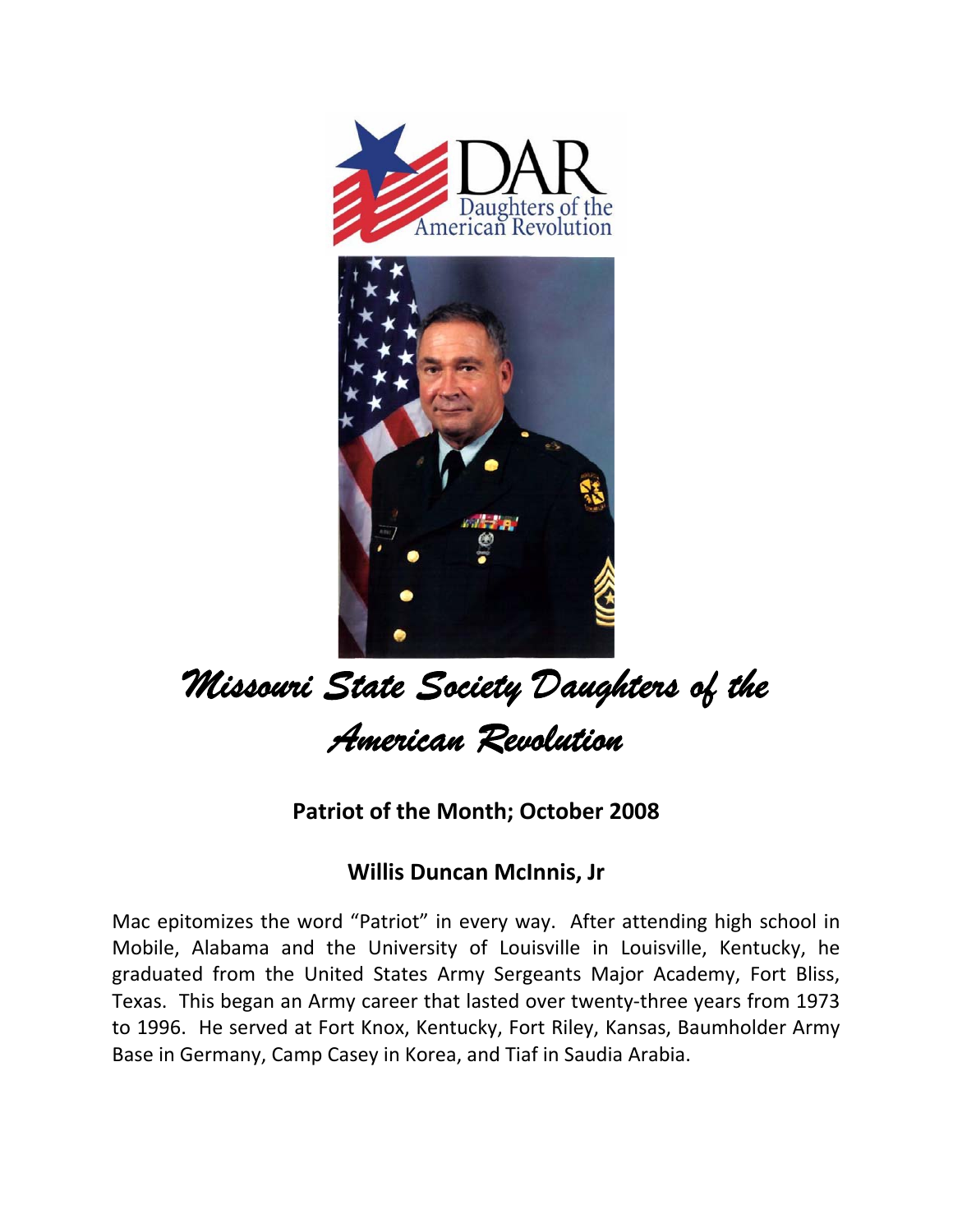# Missouri State Society Daughters of the American Revolution

## Patriot of the Month; October 2008

## Willis Duncan McInnis, Jr

Mac epitomizes the word "Patriot" in every way. After attending high school in Mobile, Alabama and the University of Louisville in Louisville, Kentucky, he graduated from the United States Army Sergeants Major Academy, Fort Bliss, Texas. This began an Army career that lasted over twenty-three years from 1973 to 1996. He served at Fort Knox, Kentucky, Fort Riley, Kansas, Baumholder Army Base in Germany, Camp Casey in Korea, and Tiaf in Saudia Arabia.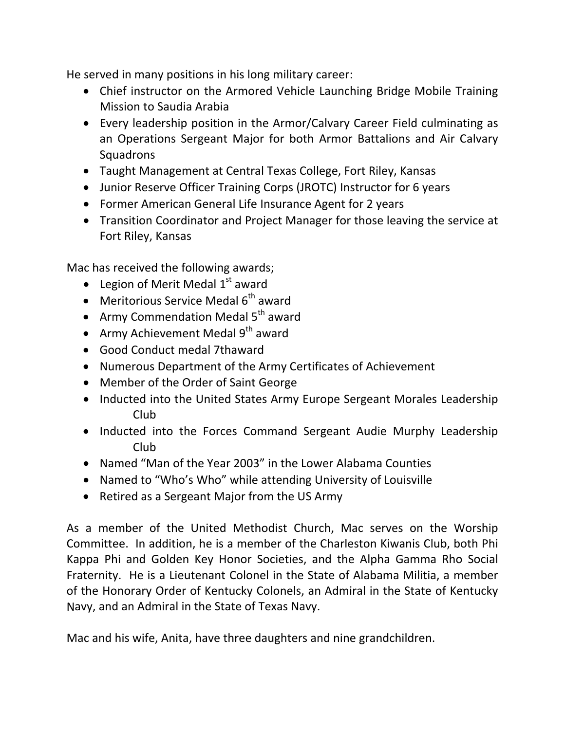He served in many positions in his long military career:

- Chief instructor on the Armored Vehicle Launching Bridge Mobile Training Mission to Saudia Arabia
- Every leadership position in the Armor/Calvary Career Field culminating as an Operations Sergeant Major for both Armor Battalions and Air Calvary Squadrons
- Taught Management at Central Texas College, Fort Riley, Kansas
- Junior Reserve Officer Training Corps (JROTC) Instructor for 6 years
- Former American General Life Insurance Agent for 2 years
- Transition Coordinator and Project Manager for those leaving the service at Fort Riley, Kansas

Mac has received the following awards;

- Legion of Merit Medal 1st award
- Meritorious Service Medal 6th award
- Army Commendation Medal 5th award
- Army Achievement Medal 9th award
- Good Conduct medal 7thaward
- Numerous Department of the Army Certificates of Achievement
- Member of the Order of Saint George
- Inducted into the United States Army Europe Sergeant Morales Leadership Club
- Inducted into the Forces Command Sergeant Audie Murphy Leadership Club
- Named "Man of the Year 2003" in the Lower Alabama Counties
- Named to "Who's Who" while attending University of Louisville
- Retired as a Sergeant Major from the US Army

As a member of the United Methodist Church, Mac serves on the Worship Committee. In addition, he is a member of the Charleston Kiwanis Club, both Phi Kappa Phi and Golden Key Honor Societies, and the Alpha Gamma Rho Social Fraternity. He is a Lieutenant Colonel in the State of Alabama Militia, a member of the Honorary Order of Kentucky Colonels, an Admiral in the State of Kentucky Navy, and an Admiral in the State of Texas Navy.

Mac and his wife, Anita, have three daughters and nine grandchildren.